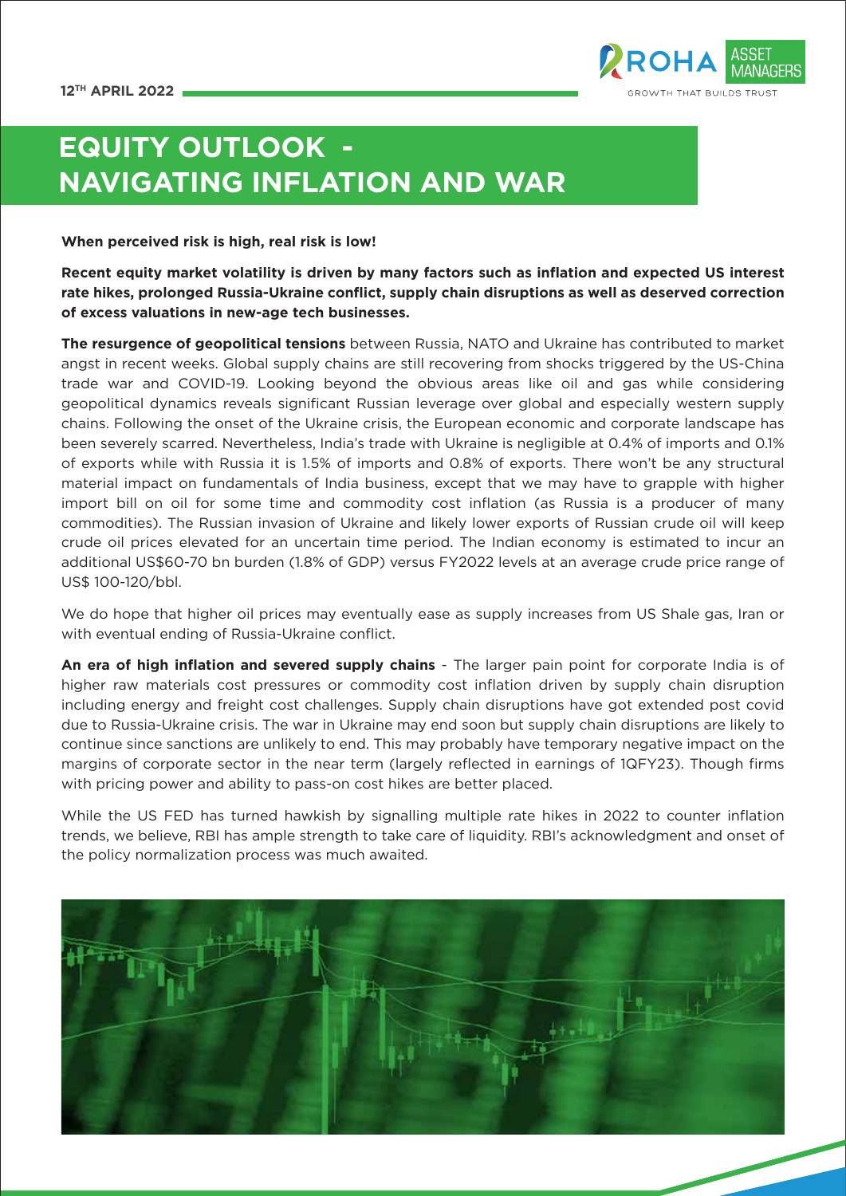12TH APRIL 2022

# EQUITY OUTLOOK - NAVIGATING INFLATION AND WAR

**When perceived risk is high, real risk is low!**

**Recent equity market volatility is driven by many factors such as inflation and expected US interest rate hikes, prolonged Russia-Ukraine conflict, supply chain disruptions as well as deserved correction of excess valuations in new-age tech businesses.**

**The resurgence of geopolitical tensions** between Russia, NATO and Ukraine has contributed to market angst in recent weeks. Global supply chains are still recovering from shocks triggered by the US-China trade war and COVID-19. Looking beyond the obvious areas like oil and gas while considering geopolitical dynamics reveals significant Russian leverage over global and especially western supply chains. Following the onset of the Ukraine crisis, the European economic and corporate landscape has been severely scarred. Nevertheless, India's trade with Ukraine is negligible at 0.4% of imports and 0.1% of exports while with Russia it is 1.5% of imports and 0.8% of exports. There won't be any structural material impact on fundamentals of India business, except that we may have to grapple with higher import bill on oil for some time and commodity cost inflation (as Russia is a producer of many commodities). The Russian invasion of Ukraine and likely lower exports of Russian crude oil will keep crude oil prices elevated for an uncertain time period. The Indian economy is estimated to incur an additional US$60-70 bn burden (1.8% of GDP) versus FY2022 levels at an average crude price range of US$ 100-120/bbl.

We do hope that higher oil prices may eventually ease as supply increases from US Shale gas, Iran or with eventual ending of Russia-Ukraine conflict.

**An era of high inflation and severed supply chains** - The larger pain point for corporate India is of higher raw materials cost pressures or commodity cost inflation driven by supply chain disruption including energy and freight cost challenges. Supply chain disruptions have got extended post covid due to Russia-Ukraine crisis. The war in Ukraine may end soon but supply chain disruptions are likely to continue since sanctions are unlikely to end. This may probably have temporary negative impact on the margins of corporate sector in the near term (largely reflected in earnings of 1QFY23). Though firms with pricing power and ability to pass-on cost hikes are better placed.

While the US FED has turned hawkish by signalling multiple rate hikes in 2022 to counter inflation trends, we believe, RBI has ample strength to take care of liquidity. RBI's acknowledgment and onset of the policy normalization process was much awaited.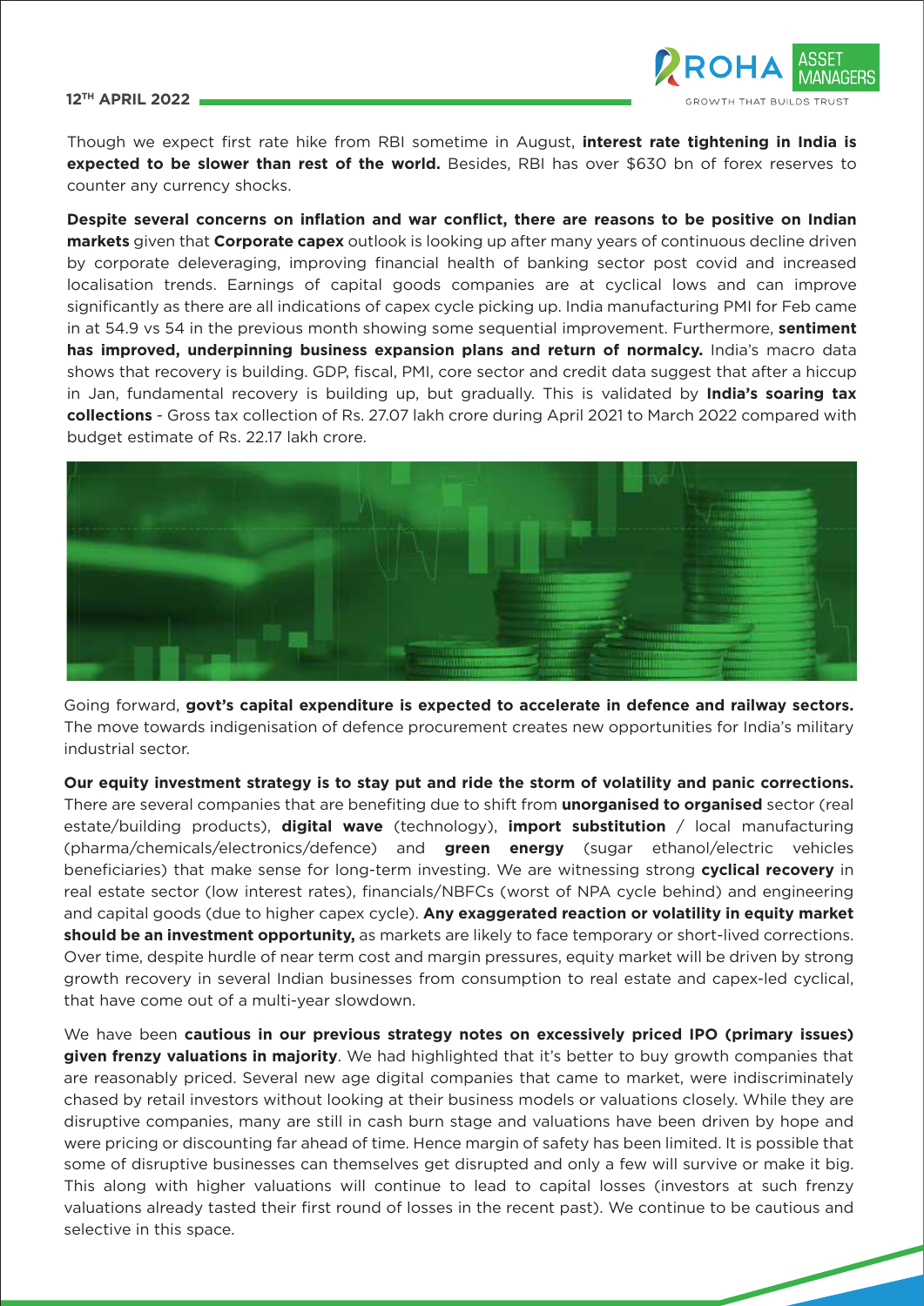Though we expect first rate hike from RBI sometime in August, **interest rate tightening in India is expected to be slower than rest of the world.** Besides, RBI has over $630 bn of forex reserves to counter any currency shocks.

**Despite several concerns on inflation and war conflict, there are reasons to be positive on Indian markets** given that **Corporate capex** outlook is looking up after many years of continuous decline driven by corporate deleveraging, improving financial health of banking sector post covid and increased localisation trends. Earnings of capital goods companies are at cyclical lows and can improve significantly as there are all indications of capex cycle picking up. India manufacturing PMI for Feb came in at 54.9 vs 54 in the previous month showing some sequential improvement. Furthermore, **sentiment has improved, underpinning business expansion plans and return of normalcy.** India's macro data shows that recovery is building. GDP, fiscal, PMI, core sector and credit data suggest that after a hiccup in Jan, fundamental recovery is building up, but gradually. This is validated by **India's soaring tax collections** - Gross tax collection of Rs. 27.07 lakh crore during April 2021 to March 2022 compared with budget estimate of Rs. 22.17 lakh crore.

Going forward, **govt's capital expenditure is expected to accelerate in defence and railway sectors.** The move towards indigenisation of defence procurement creates new opportunities for India's military industrial sector.

**Our equity investment strategy is to stay put and ride the storm of volatility and panic corrections.** There are several companies that are benefiting due to shift from **unorganised to organised** sector (real estate/building products), **digital wave** (technology), **import substitution** / local manufacturing (pharma/chemicals/electronics/defence) and **green energy** (sugar ethanol/electric vehicles beneficiaries) that make sense for long-term investing. We are witnessing strong **cyclical recovery** in real estate sector (low interest rates), financials/NBFCs (worst of NPA cycle behind) and engineering and capital goods (due to higher capex cycle). **Any exaggerated reaction or volatility in equity market should be an investment opportunity,** as markets are likely to face temporary or short-lived corrections. Over time, despite hurdle of near term cost and margin pressures, equity market will be driven by strong growth recovery in several Indian businesses from consumption to real estate and capex-led cyclical, that have come out of a multi-year slowdown.

We have been **cautious in our previous strategy notes on excessively priced IPO (primary issues) given frenzy valuations in majority**. We had highlighted that it's better to buy growth companies that are reasonably priced. Several new age digital companies that came to market, were indiscriminately chased by retail investors without looking at their business models or valuations closely. While they are disruptive companies, many are still in cash burn stage and valuations have been driven by hope and were pricing or discounting far ahead of time. Hence margin of safety has been limited. It is possible that some of disruptive businesses can themselves get disrupted and only a few will survive or make it big. This along with higher valuations will continue to lead to capital losses (investors at such frenzy valuations already tasted their first round of losses in the recent past). We continue to be cautious and selective in this space.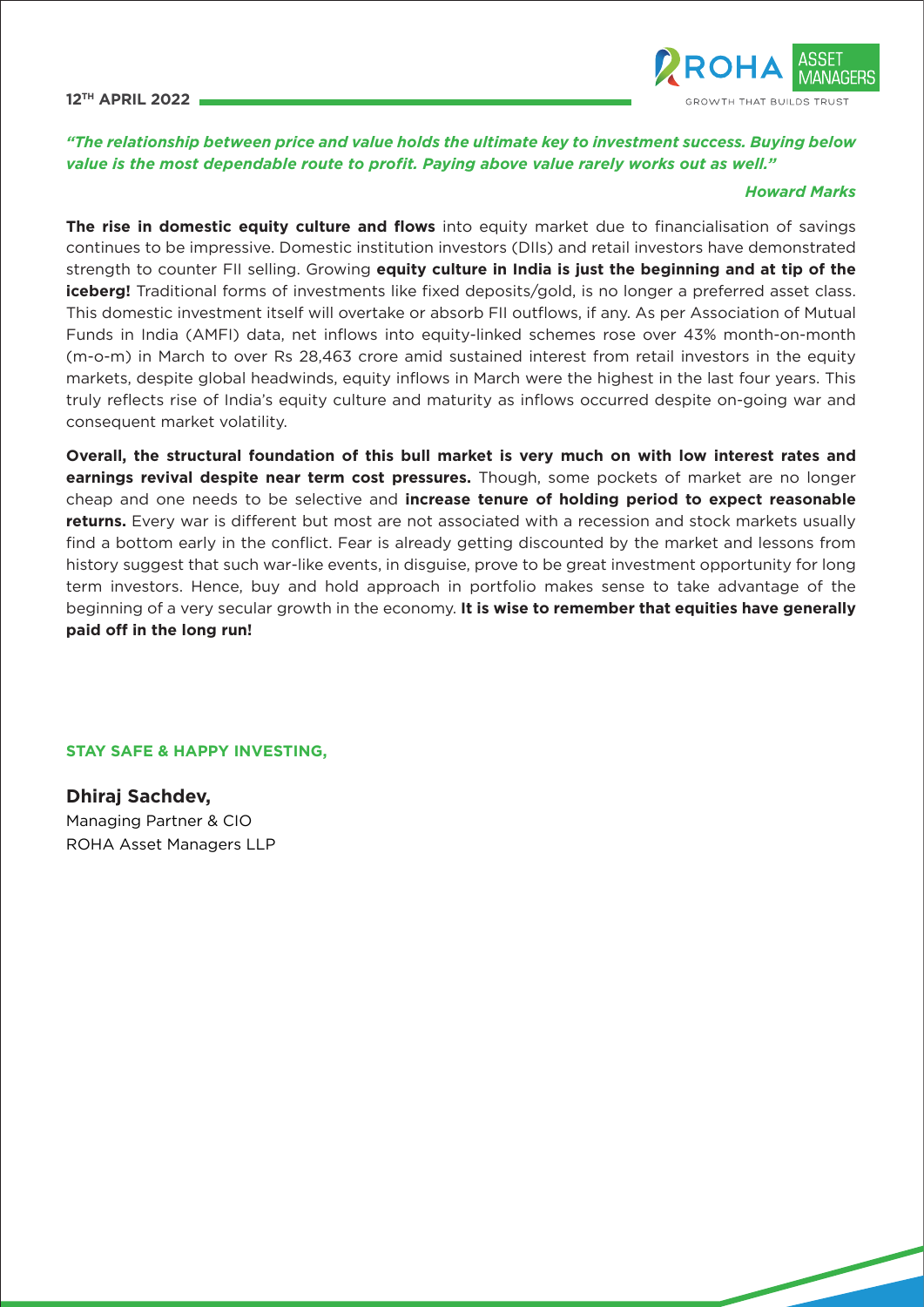**12[TH] APRIL 2022**

***"The relationship between price and value holds the ultimate key to investment success. Buying below value is the most dependable route to profit. Paying above value rarely works out as well."***

***Howard Marks***

**The rise in domestic equity culture and flows** into equity market due to financialisation of savings continues to be impressive. Domestic institution investors (DIIs) and retail investors have demonstrated strength to counter FII selling. Growing **equity culture in India is just the beginning and at tip of the iceberg!** Traditional forms of investments like fixed deposits/gold, is no longer a preferred asset class. This domestic investment itself will overtake or absorb FII outflows, if any. As per Association of Mutual Funds in India (AMFI) data, net inflows into equity-linked schemes rose over 43% month-on-month (m-o-m) in March to over Rs 28,463 crore amid sustained interest from retail investors in the equity markets, despite global headwinds, equity inflows in March were the highest in the last four years. This truly reflects rise of India's equity culture and maturity as inflows occurred despite on-going war and consequent market volatility.

**Overall, the structural foundation of this bull market is very much on with low interest rates and earnings revival despite near term cost pressures.** Though, some pockets of market are no longer cheap and one needs to be selective and **increase tenure of holding period to expect reasonable returns.** Every war is different but most are not associated with a recession and stock markets usually find a bottom early in the conflict. Fear is already getting discounted by the market and lessons from history suggest that such war-like events, in disguise, prove to be great investment opportunity for long term investors. Hence, buy and hold approach in portfolio makes sense to take advantage of the beginning of a very secular growth in the economy. **It is wise to remember that equities have generally paid off in the long run!**

**STAY SAFE & HAPPY INVESTING,**

**Dhiraj Sachdev,**
Managing Partner & CIO
ROHA Asset Managers LLP